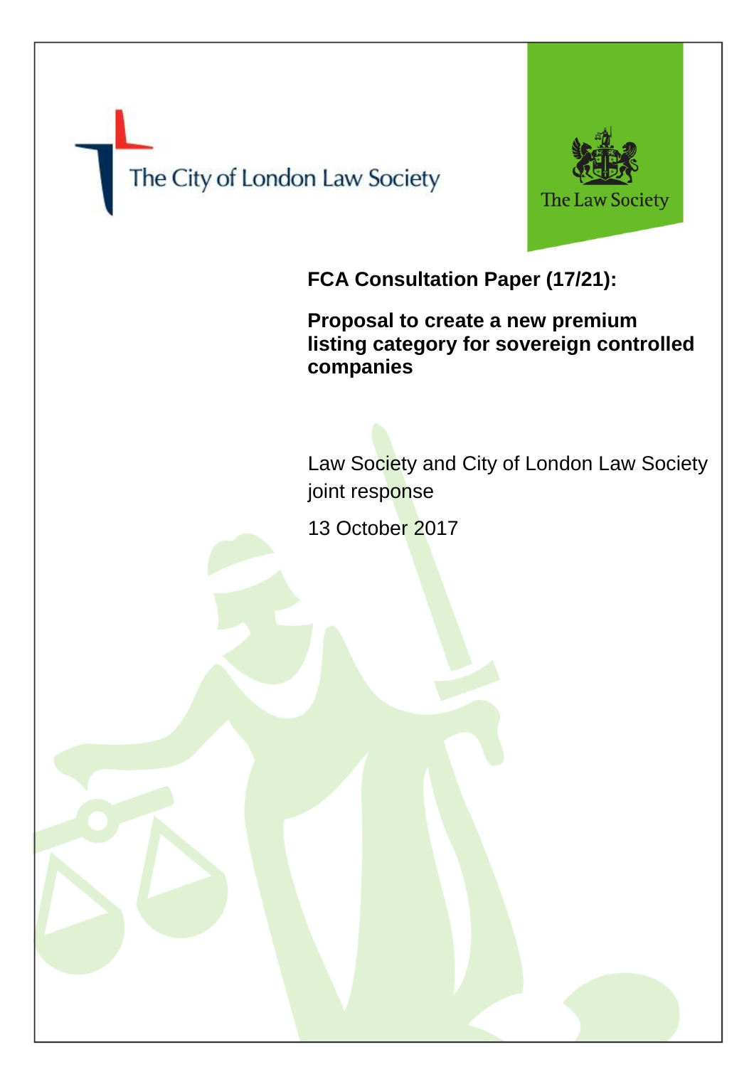The City of London Law Society

The Law Society

# FCA Consultation Paper (17/21):

## Proposal to create a new premium listing category for sovereign controlled companies

Law Society and City of London Law Society joint response

13 October 2017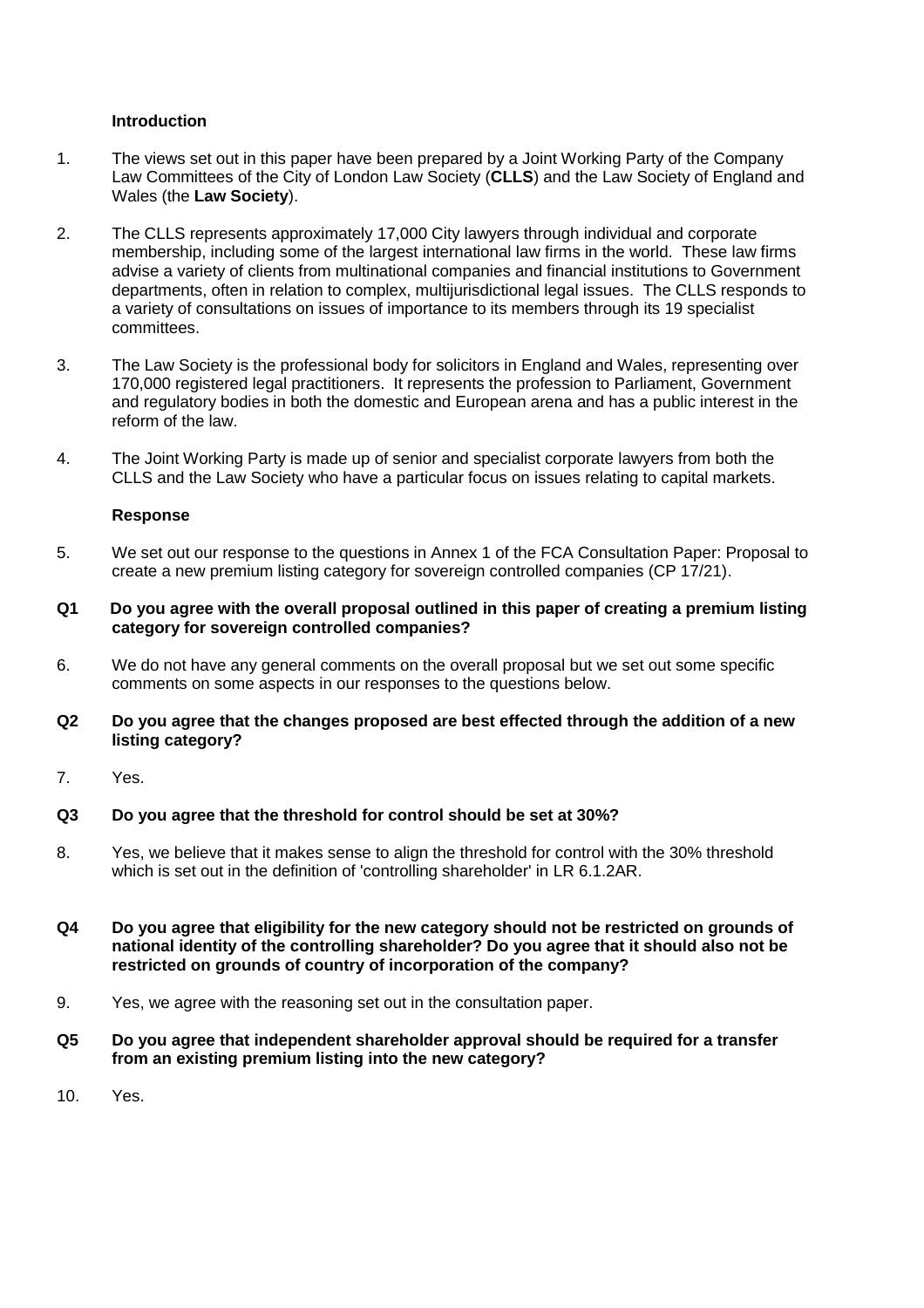**Introduction**

1. The views set out in this paper have been prepared by a Joint Working Party of the Company Law Committees of the City of London Law Society (**CLLS**) and the Law Society of England and Wales (the **Law Society**).

2. The CLLS represents approximately 17,000 City lawyers through individual and corporate membership, including some of the largest international law firms in the world. These law firms advise a variety of clients from multinational companies and financial institutions to Government departments, often in relation to complex, multijurisdictional legal issues. The CLLS responds to a variety of consultations on issues of importance to its members through its 19 specialist committees.

3. The Law Society is the professional body for solicitors in England and Wales, representing over 170,000 registered legal practitioners. It represents the profession to Parliament, Government and regulatory bodies in both the domestic and European arena and has a public interest in the reform of the law.

4. The Joint Working Party is made up of senior and specialist corporate lawyers from both the CLLS and the Law Society who have a particular focus on issues relating to capital markets.

**Response**

5. We set out our response to the questions in Annex 1 of the FCA Consultation Paper: Proposal to create a new premium listing category for sovereign controlled companies (CP 17/21).

**Q1 Do you agree with the overall proposal outlined in this paper of creating a premium listing category for sovereign controlled companies?**

6. We do not have any general comments on the overall proposal but we set out some specific comments on some aspects in our responses to the questions below.

**Q2 Do you agree that the changes proposed are best effected through the addition of a new listing category?**

7. Yes.

**Q3 Do you agree that the threshold for control should be set at 30%?**

8. Yes, we believe that it makes sense to align the threshold for control with the 30% threshold which is set out in the definition of 'controlling shareholder' in LR 6.1.2AR.

**Q4 Do you agree that eligibility for the new category should not be restricted on grounds of national identity of the controlling shareholder? Do you agree that it should also not be restricted on grounds of country of incorporation of the company?**

9. Yes, we agree with the reasoning set out in the consultation paper.

**Q5 Do you agree that independent shareholder approval should be required for a transfer from an existing premium listing into the new category?**

10. Yes.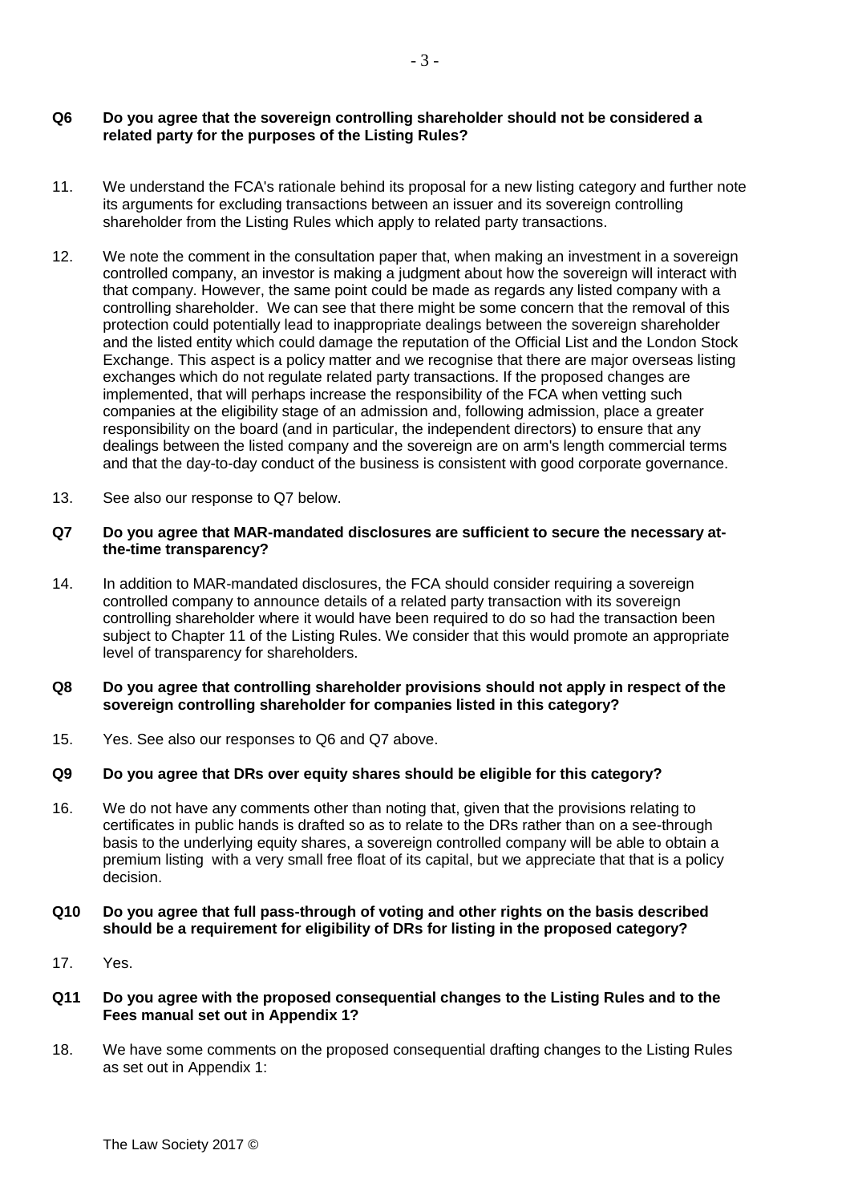**Q6 Do you agree that the sovereign controlling shareholder should not be considered a related party for the purposes of the Listing Rules?**

11. We understand the FCA's rationale behind its proposal for a new listing category and further note its arguments for excluding transactions between an issuer and its sovereign controlling shareholder from the Listing Rules which apply to related party transactions.

12. We note the comment in the consultation paper that, when making an investment in a sovereign controlled company, an investor is making a judgment about how the sovereign will interact with that company. However, the same point could be made as regards any listed company with a controlling shareholder. We can see that there might be some concern that the removal of this protection could potentially lead to inappropriate dealings between the sovereign shareholder and the listed entity which could damage the reputation of the Official List and the London Stock Exchange. This aspect is a policy matter and we recognise that there are major overseas listing exchanges which do not regulate related party transactions. If the proposed changes are implemented, that will perhaps increase the responsibility of the FCA when vetting such companies at the eligibility stage of an admission and, following admission, place a greater responsibility on the board (and in particular, the independent directors) to ensure that any dealings between the listed company and the sovereign are on arm's length commercial terms and that the day-to-day conduct of the business is consistent with good corporate governance.

13. See also our response to Q7 below.

**Q7 Do you agree that MAR-mandated disclosures are sufficient to secure the necessary at-the-time transparency?**

14. In addition to MAR-mandated disclosures, the FCA should consider requiring a sovereign controlled company to announce details of a related party transaction with its sovereign controlling shareholder where it would have been required to do so had the transaction been subject to Chapter 11 of the Listing Rules. We consider that this would promote an appropriate level of transparency for shareholders.

**Q8 Do you agree that controlling shareholder provisions should not apply in respect of the sovereign controlling shareholder for companies listed in this category?**

15. Yes. See also our responses to Q6 and Q7 above.

**Q9 Do you agree that DRs over equity shares should be eligible for this category?**

16. We do not have any comments other than noting that, given that the provisions relating to certificates in public hands is drafted so as to relate to the DRs rather than on a see-through basis to the underlying equity shares, a sovereign controlled company will be able to obtain a premium listing with a very small free float of its capital, but we appreciate that that is a policy decision.

**Q10 Do you agree that full pass-through of voting and other rights on the basis described should be a requirement for eligibility of DRs for listing in the proposed category?**

17. Yes.

**Q11 Do you agree with the proposed consequential changes to the Listing Rules and to the Fees manual set out in Appendix 1?**

18. We have some comments on the proposed consequential drafting changes to the Listing Rules as set out in Appendix 1: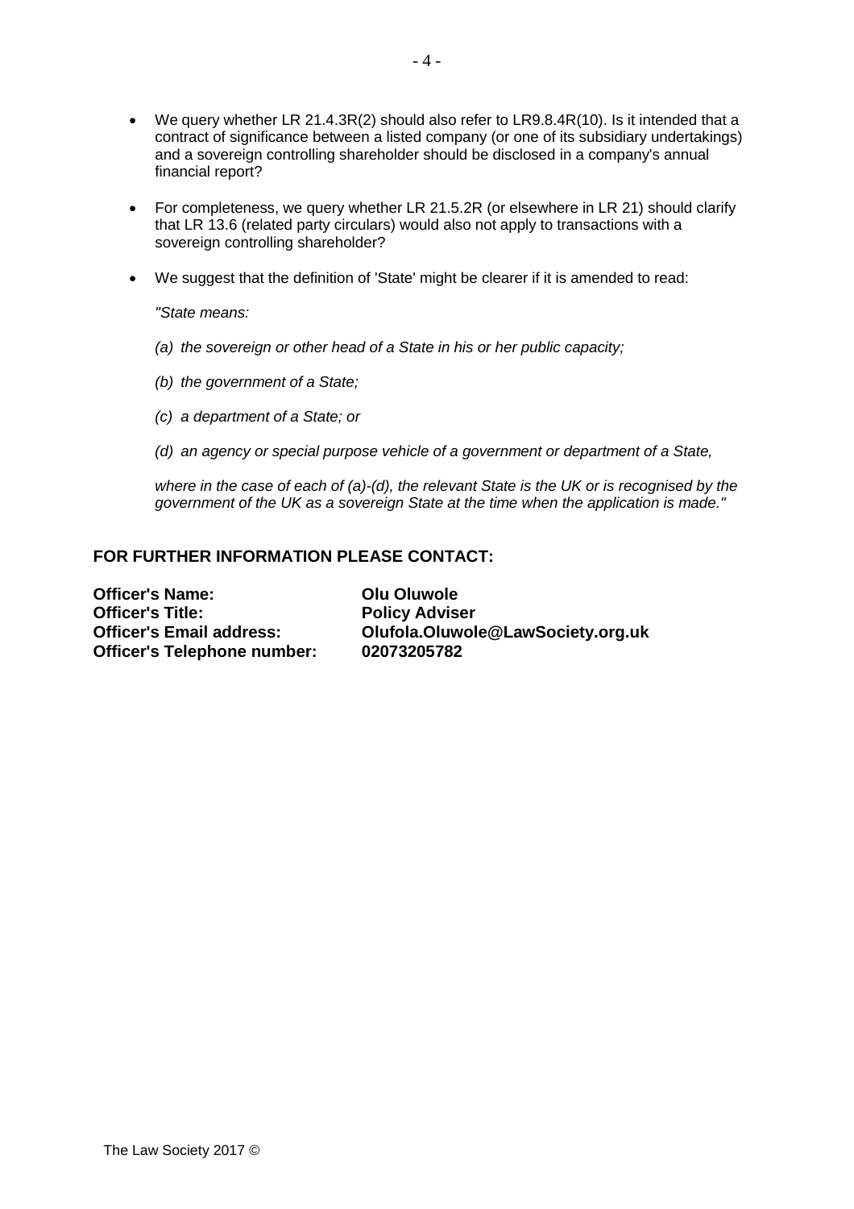- We query whether LR 21.4.3R(2) should also refer to LR9.8.4R(10). Is it intended that a contract of significance between a listed company (or one of its subsidiary undertakings) and a sovereign controlling shareholder should be disclosed in a company's annual financial report?

- For completeness, we query whether LR 21.5.2R (or elsewhere in LR 21) should clarify that LR 13.6 (related party circulars) would also not apply to transactions with a sovereign controlling shareholder?

- We suggest that the definition of 'State' might be clearer if it is amended to read:

  *"State means:*

  *(a) the sovereign or other head of a State in his or her public capacity;*

  *(b) the government of a State;*

  *(c) a department of a State; or*

  *(d) an agency or special purpose vehicle of a government or department of a State,*

  *where in the case of each of (a)-(d), the relevant State is the UK or is recognised by the government of the UK as a sovereign State at the time when the application is made."*

## FOR FURTHER INFORMATION PLEASE CONTACT:

**Officer's Name:** **Olu Oluwole**
**Officer's Title:** **Policy Adviser**
**Officer's Email address:** **Olufola.Oluwole@LawSociety.org.uk**
**Officer's Telephone number:** **02073205782**

The Law Society 2017 ©